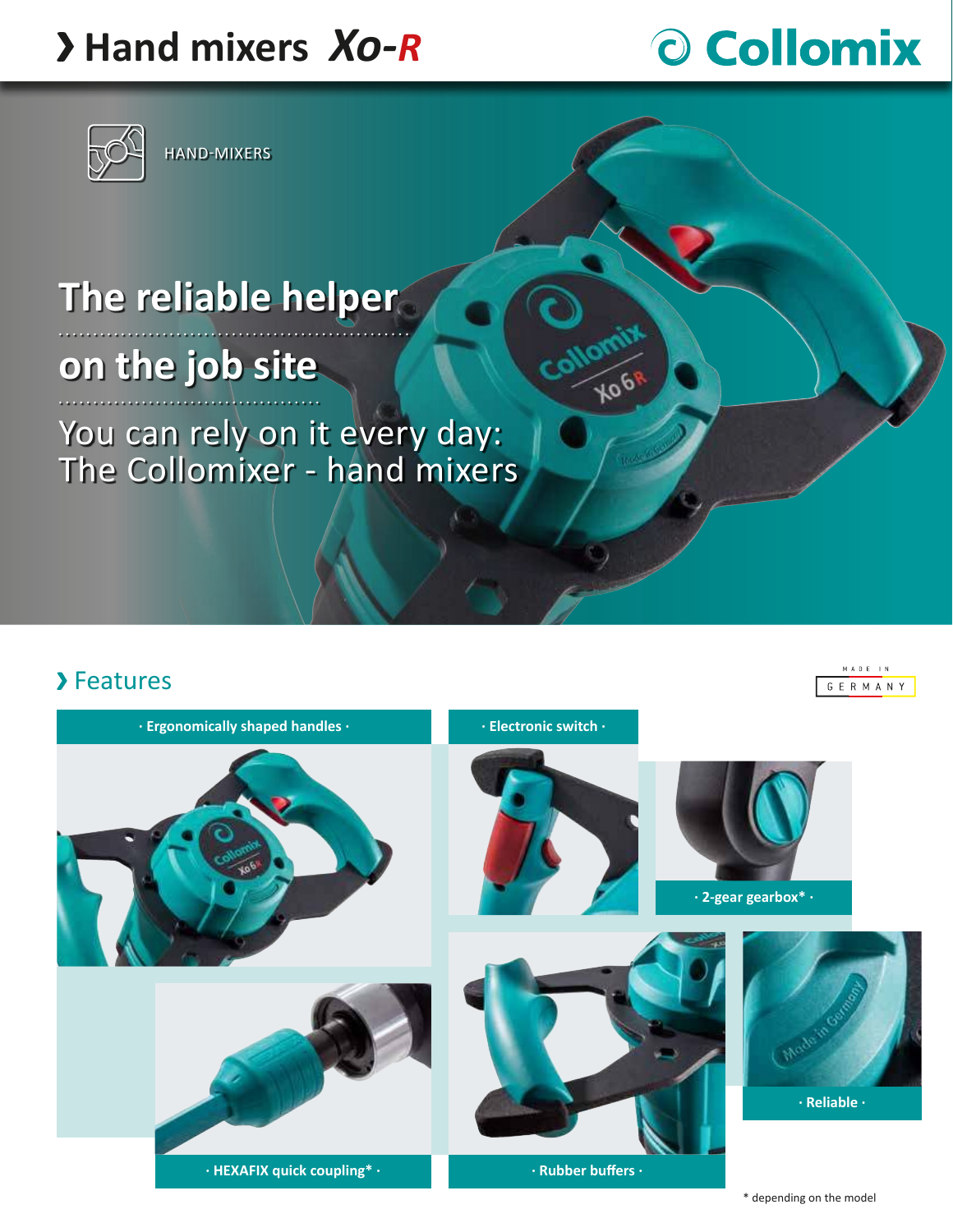# › Hand mixers Xo-R

Collomix

HAND-MIXERS

## The reliable helper on the job site

You can rely on it every day: The Collomixer - hand mixers

## › Features

MADE IN GERMANY

- · Ergonomically shaped handles ·
- · Electronic switch ·
- · 2-gear gearbox* ·
- · Reliable ·
- · HEXAFIX quick coupling* ·
- · Rubber buffers ·

\* depending on the model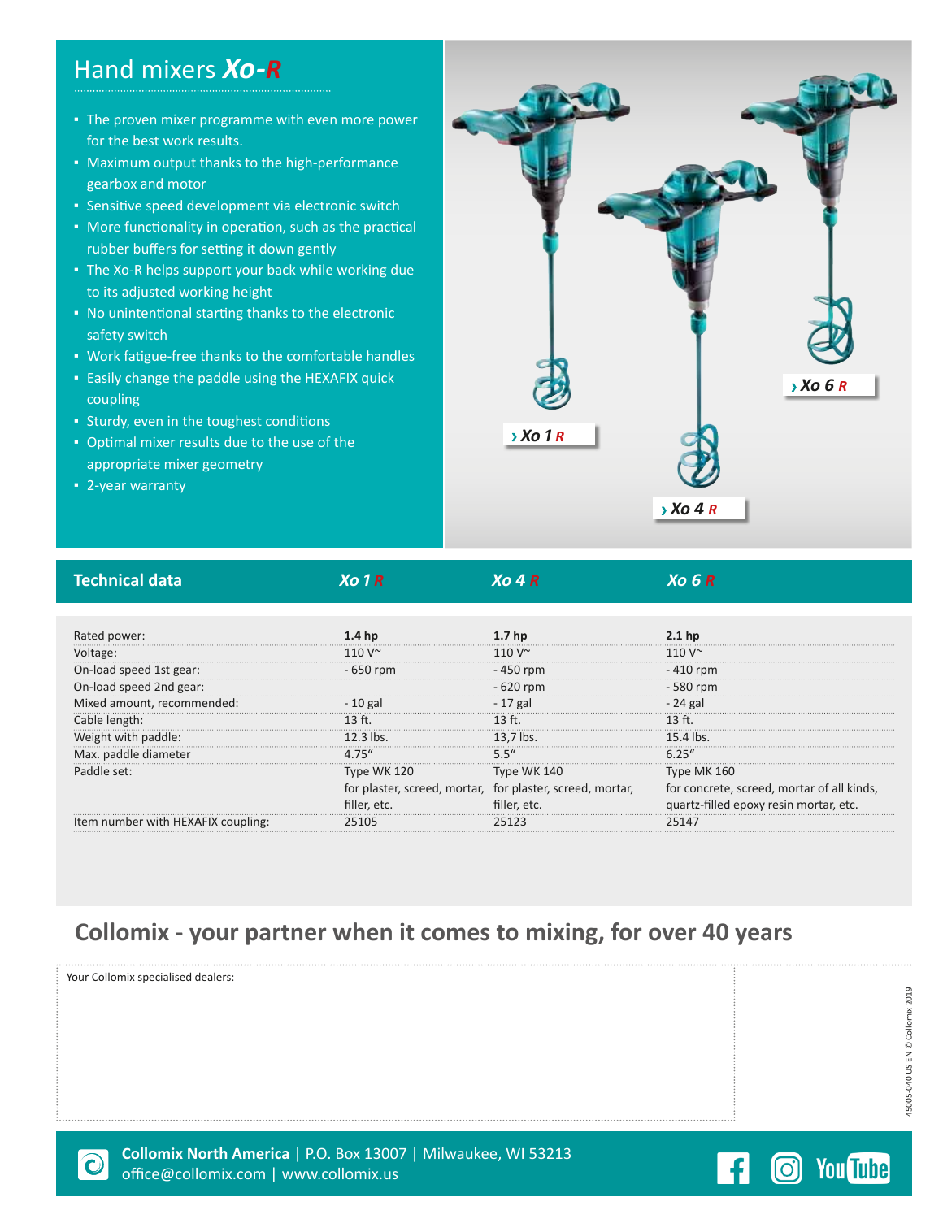# Hand mixers *Xo-R*

- The proven mixer programme with even more power for the best work results.
- Maximum output thanks to the high-performance gearbox and motor
- Sensitive speed development via electronic switch
- More functionality in operation, such as the practical rubber buffers for setting it down gently
- The Xo-R helps support your back while working due to its adjusted working height
- No unintentional starting thanks to the electronic safety switch
- Work fatigue-free thanks to the comfortable handles
- Easily change the paddle using the HEXAFIX quick coupling
- Sturdy, even in the toughest conditions
- Optimal mixer results due to the use of the appropriate mixer geometry
- 2-year warranty

› *Xo 1 R*

› *Xo 4 R*

› *Xo 6 R*

| Technical data | *Xo 1 R* | *Xo 4 R* | *Xo 6 R* |
|---|---|---|---|
| Rated power: | **1.4 hp** | **1.7 hp** | **2.1 hp** |
| Voltage: | 110 V~ | 110 V~ | 110 V~ |
| On-load speed 1st gear: | - 650 rpm | - 450 rpm | - 410 rpm |
| On-load speed 2nd gear: | | - 620 rpm | - 580 rpm |
| Mixed amount, recommended: | - 10 gal | - 17 gal | - 24 gal |
| Cable length: | 13 ft. | 13 ft. | 13 ft. |
| Weight with paddle: | 12.3 lbs. | 13,7 lbs. | 15.4 lbs. |
| Max. paddle diameter | 4.75" | 5.5" | 6.25" |
| Paddle set: | Type WK 120 for plaster, screed, mortar, filler, etc. | Type WK 140 for plaster, screed, mortar, filler, etc. | Type MK 160 for concrete, screed, mortar of all kinds, quartz-filled epoxy resin mortar, etc. |
| Item number with HEXAFIX coupling: | 25105 | 25123 | 25147 |

## Collomix - your partner when it comes to mixing, for over 40 years

Your Collomix specialised dealers:

45005-040 US EN © Collomix 2019

**Collomix North America** | P.O. Box 13007 | Milwaukee, WI 53213
office@collomix.com | www.collomix.us